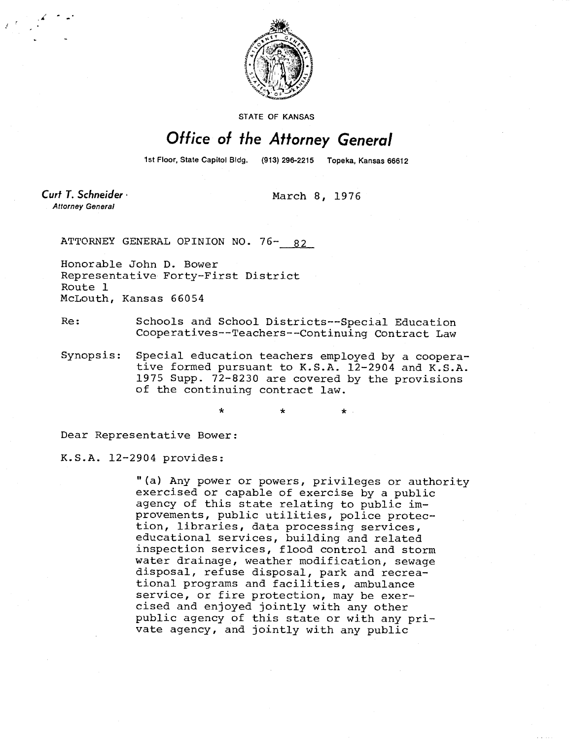STATE OF KANSAS

# Office of the Attorney General

1st Floor, State Capitol Bldg. (913) 296-2215 Topeka, Kansas 66612

**Curt T. Schneider**
*Attorney General*

March 8, 1976

ATTORNEY GENERAL OPINION NO. 76- 82

Honorable John D. Bower
Representative Forty-First District
Route 1
McLouth, Kansas 66054

Re: Schools and School Districts--Special Education Cooperatives--Teachers--Continuing Contract Law

Synopsis: Special education teachers employed by a cooperative formed pursuant to K.S.A. 12-2904 and K.S.A. 1975 Supp. 72-8230 are covered by the provisions of the continuing contract law.

\* \* \*

Dear Representative Bower:

K.S.A. 12-2904 provides:

> "(a) Any power or powers, privileges or authority exercised or capable of exercise by a public agency of this state relating to public improvements, public utilities, police protection, libraries, data processing services, educational services, building and related inspection services, flood control and storm water drainage, weather modification, sewage disposal, refuse disposal, park and recreational programs and facilities, ambulance service, or fire protection, may be exercised and enjoyed jointly with any other public agency of this state or with any private agency, and jointly with any public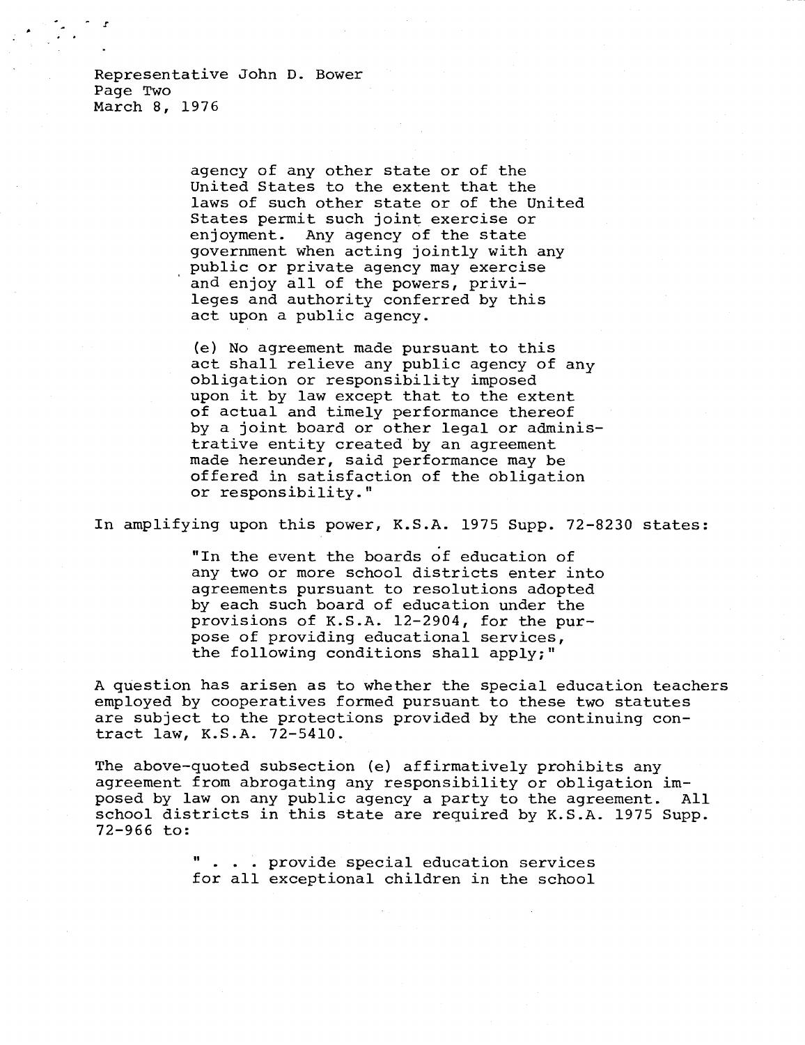Representative John D. Bower
Page Two
March 8, 1976

> agency of any other state or of the United States to the extent that the laws of such other state or of the United States permit such joint exercise or enjoyment. Any agency of the state government when acting jointly with any public or private agency may exercise and enjoy all of the powers, privileges and authority conferred by this act upon a public agency.
>
> (e) No agreement made pursuant to this act shall relieve any public agency of any obligation or responsibility imposed upon it by law except that to the extent of actual and timely performance thereof by a joint board or other legal or administrative entity created by an agreement made hereunder, said performance may be offered in satisfaction of the obligation or responsibility."

In amplifying upon this power, K.S.A. 1975 Supp. 72-8230 states:

> "In the event the boards of education of any two or more school districts enter into agreements pursuant to resolutions adopted by each such board of education under the provisions of K.S.A. 12-2904, for the purpose of providing educational services, the following conditions shall apply;"

A question has arisen as to whether the special education teachers employed by cooperatives formed pursuant to these two statutes are subject to the protections provided by the continuing contract law, K.S.A. 72-5410.

The above-quoted subsection (e) affirmatively prohibits any agreement from abrogating any responsibility or obligation imposed by law on any public agency a party to the agreement. All school districts in this state are required by K.S.A. 1975 Supp. 72-966 to:

> " . . . provide special education services for all exceptional children in the school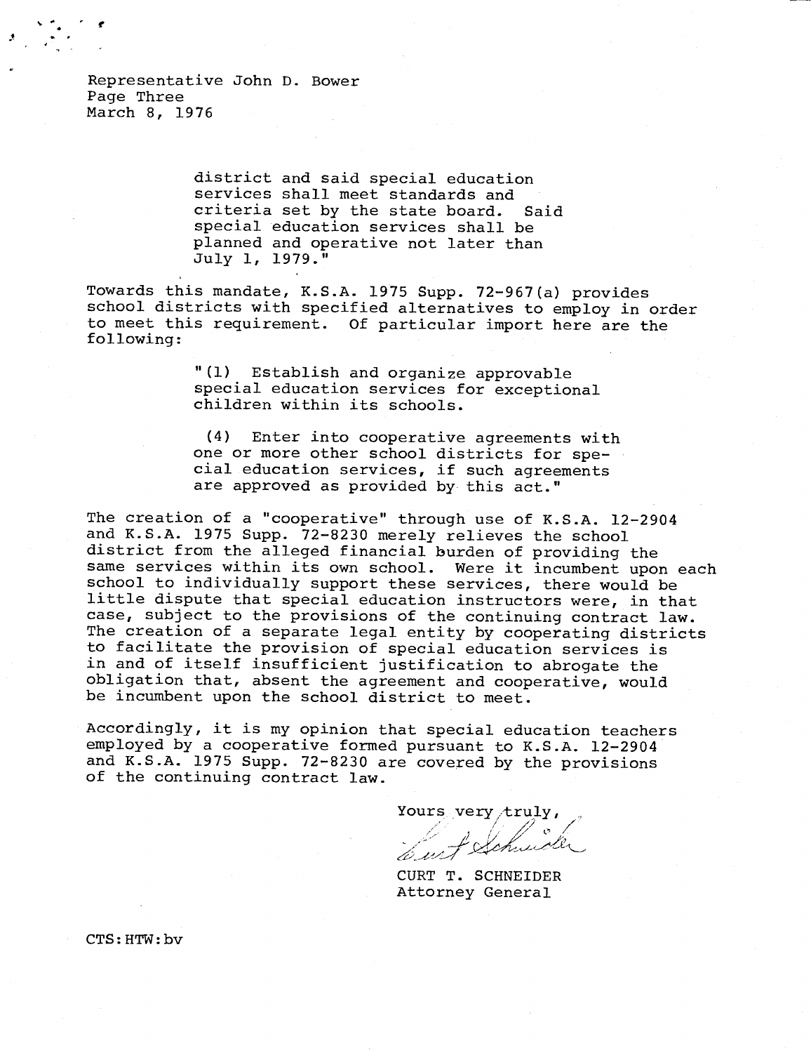Representative John D. Bower
Page Three
March 8, 1976

> district and said special education services shall meet standards and criteria set by the state board. Said special education services shall be planned and operative not later than July 1, 1979."

Towards this mandate, K.S.A. 1975 Supp. 72-967(a) provides school districts with specified alternatives to employ in order to meet this requirement. Of particular import here are the following:

> "(1) Establish and organize approvable special education services for exceptional children within its schools.
>
> (4) Enter into cooperative agreements with one or more other school districts for special education services, if such agreements are approved as provided by this act."

The creation of a "cooperative" through use of K.S.A. 12-2904 and K.S.A. 1975 Supp. 72-8230 merely relieves the school district from the alleged financial burden of providing the same services within its own school. Were it incumbent upon each school to individually support these services, there would be little dispute that special education instructors were, in that case, subject to the provisions of the continuing contract law. The creation of a separate legal entity by cooperating districts to facilitate the provision of special education services is in and of itself insufficient justification to abrogate the obligation that, absent the agreement and cooperative, would be incumbent upon the school district to meet.

Accordingly, it is my opinion that special education teachers employed by a cooperative formed pursuant to K.S.A. 12-2904 and K.S.A. 1975 Supp. 72-8230 are covered by the provisions of the continuing contract law.

Yours very truly,

Curt Schneider

CURT T. SCHNEIDER
Attorney General

CTS:HTW:bv